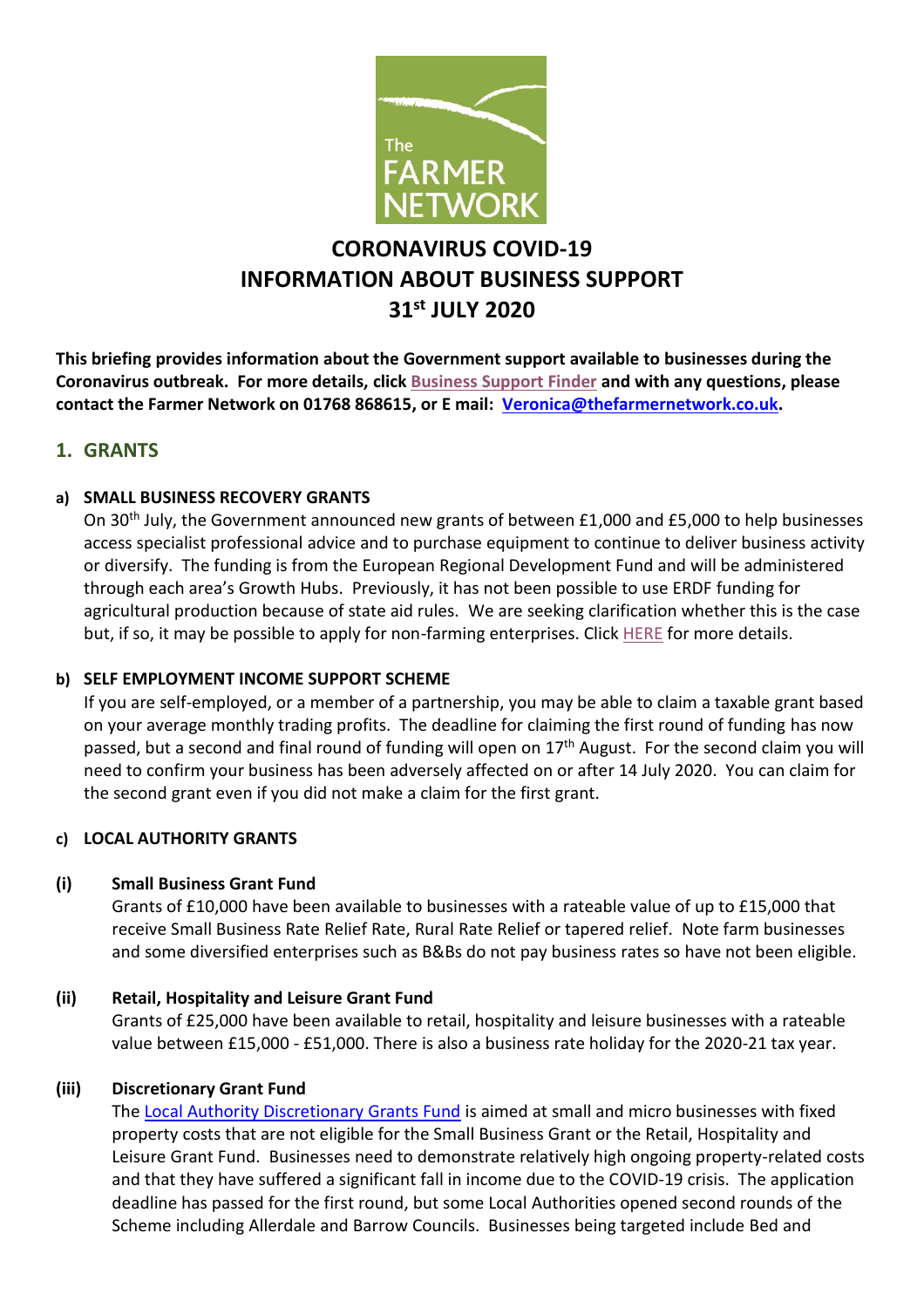# CORONAVIRUS COVID-19
# INFORMATION ABOUT BUSINESS SUPPORT
# 31st JULY 2020

**This briefing provides information about the Government support available to businesses during the Coronavirus outbreak. For more details, click Business Support Finder and with any questions, please contact the Farmer Network on 01768 868615, or E mail: Veronica@thefarmernetwork.co.uk.**

## 1. GRANTS

### a) SMALL BUSINESS RECOVERY GRANTS

On 30th July, the Government announced new grants of between £1,000 and £5,000 to help businesses access specialist professional advice and to purchase equipment to continue to deliver business activity or diversify. The funding is from the European Regional Development Fund and will be administered through each area's Growth Hubs. Previously, it has not been possible to use ERDF funding for agricultural production because of state aid rules. We are seeking clarification whether this is the case but, if so, it may be possible to apply for non-farming enterprises. Click HERE for more details.

### b) SELF EMPLOYMENT INCOME SUPPORT SCHEME

If you are self-employed, or a member of a partnership, you may be able to claim a taxable grant based on your average monthly trading profits. The deadline for claiming the first round of funding has now passed, but a second and final round of funding will open on 17th August. For the second claim you will need to confirm your business has been adversely affected on or after 14 July 2020. You can claim for the second grant even if you did not make a claim for the first grant.

### c) LOCAL AUTHORITY GRANTS

#### (i) Small Business Grant Fund

Grants of £10,000 have been available to businesses with a rateable value of up to £15,000 that receive Small Business Rate Relief Rate, Rural Rate Relief or tapered relief. Note farm businesses and some diversified enterprises such as B&Bs do not pay business rates so have not been eligible.

#### (ii) Retail, Hospitality and Leisure Grant Fund

Grants of £25,000 have been available to retail, hospitality and leisure businesses with a rateable value between £15,000 - £51,000. There is also a business rate holiday for the 2020-21 tax year.

#### (iii) Discretionary Grant Fund

The Local Authority Discretionary Grants Fund is aimed at small and micro businesses with fixed property costs that are not eligible for the Small Business Grant or the Retail, Hospitality and Leisure Grant Fund. Businesses need to demonstrate relatively high ongoing property-related costs and that they have suffered a significant fall in income due to the COVID-19 crisis. The application deadline has passed for the first round, but some Local Authorities opened second rounds of the Scheme including Allerdale and Barrow Councils. Businesses being targeted include Bed and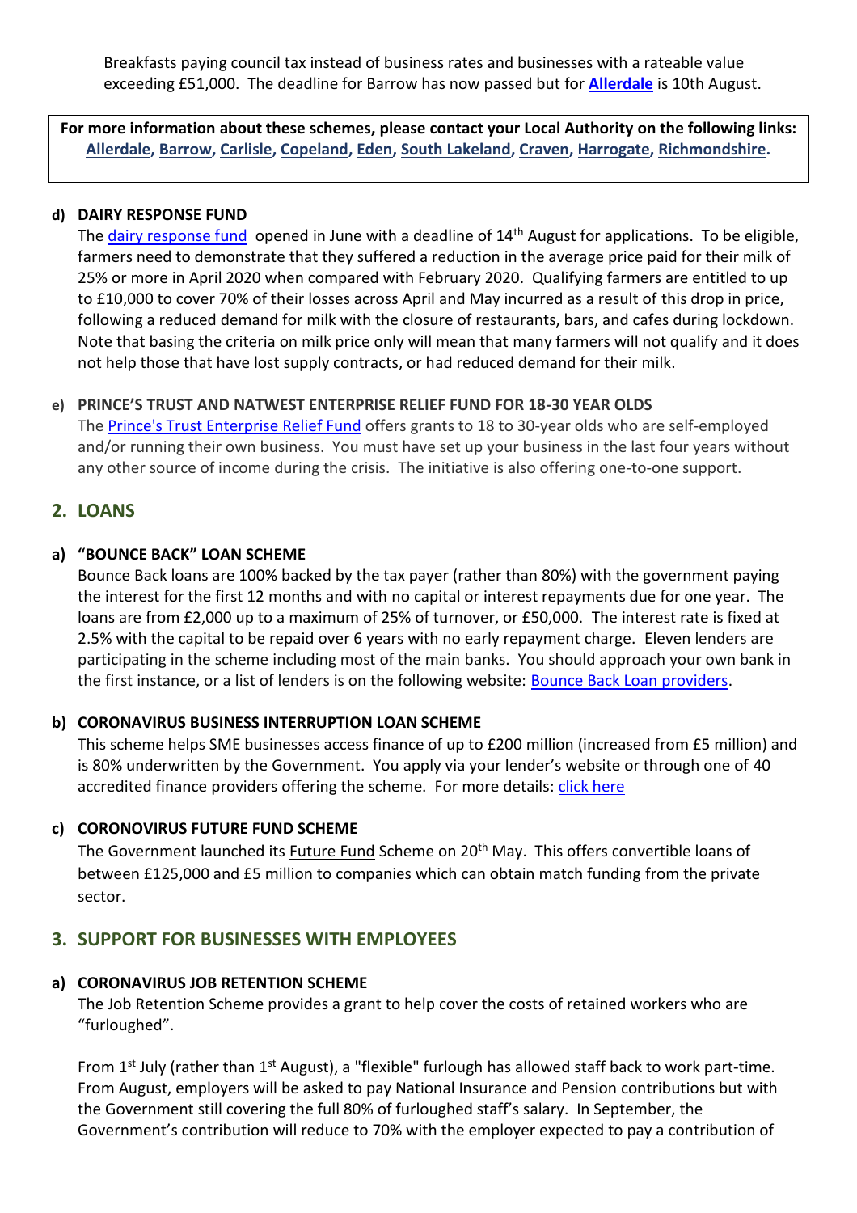Breakfasts paying council tax instead of business rates and businesses with a rateable value exceeding £51,000. The deadline for Barrow has now passed but for **Allerdale** is 10th August.

> **For more information about these schemes, please contact your Local Authority on the following links: Allerdale, Barrow, Carlisle, Copeland, Eden, South Lakeland, Craven, Harrogate, Richmondshire.**

#### d) DAIRY RESPONSE FUND

The dairy response fund opened in June with a deadline of 14th August for applications. To be eligible, farmers need to demonstrate that they suffered a reduction in the average price paid for their milk of 25% or more in April 2020 when compared with February 2020. Qualifying farmers are entitled to up to £10,000 to cover 70% of their losses across April and May incurred as a result of this drop in price, following a reduced demand for milk with the closure of restaurants, bars, and cafes during lockdown. Note that basing the criteria on milk price only will mean that many farmers will not qualify and it does not help those that have lost supply contracts, or had reduced demand for their milk.

#### e) PRINCE'S TRUST AND NATWEST ENTERPRISE RELIEF FUND FOR 18-30 YEAR OLDS

The Prince's Trust Enterprise Relief Fund offers grants to 18 to 30-year olds who are self-employed and/or running their own business. You must have set up your business in the last four years without any other source of income during the crisis. The initiative is also offering one-to-one support.

## 2. LOANS

#### a) "BOUNCE BACK" LOAN SCHEME

Bounce Back loans are 100% backed by the tax payer (rather than 80%) with the government paying the interest for the first 12 months and with no capital or interest repayments due for one year. The loans are from £2,000 up to a maximum of 25% of turnover, or £50,000. The interest rate is fixed at 2.5% with the capital to be repaid over 6 years with no early repayment charge. Eleven lenders are participating in the scheme including most of the main banks. You should approach your own bank in the first instance, or a list of lenders is on the following website: Bounce Back Loan providers.

#### b) CORONAVIRUS BUSINESS INTERRUPTION LOAN SCHEME

This scheme helps SME businesses access finance of up to £200 million (increased from £5 million) and is 80% underwritten by the Government. You apply via your lender's website or through one of 40 accredited finance providers offering the scheme. For more details: click here

#### c) CORONOVIRUS FUTURE FUND SCHEME

The Government launched its Future Fund Scheme on 20th May. This offers convertible loans of between £125,000 and £5 million to companies which can obtain match funding from the private sector.

## 3. SUPPORT FOR BUSINESSES WITH EMPLOYEES

#### a) CORONAVIRUS JOB RETENTION SCHEME

The Job Retention Scheme provides a grant to help cover the costs of retained workers who are "furloughed".

From 1st July (rather than 1st August), a "flexible" furlough has allowed staff back to work part-time. From August, employers will be asked to pay National Insurance and Pension contributions but with the Government still covering the full 80% of furloughed staff's salary. In September, the Government's contribution will reduce to 70% with the employer expected to pay a contribution of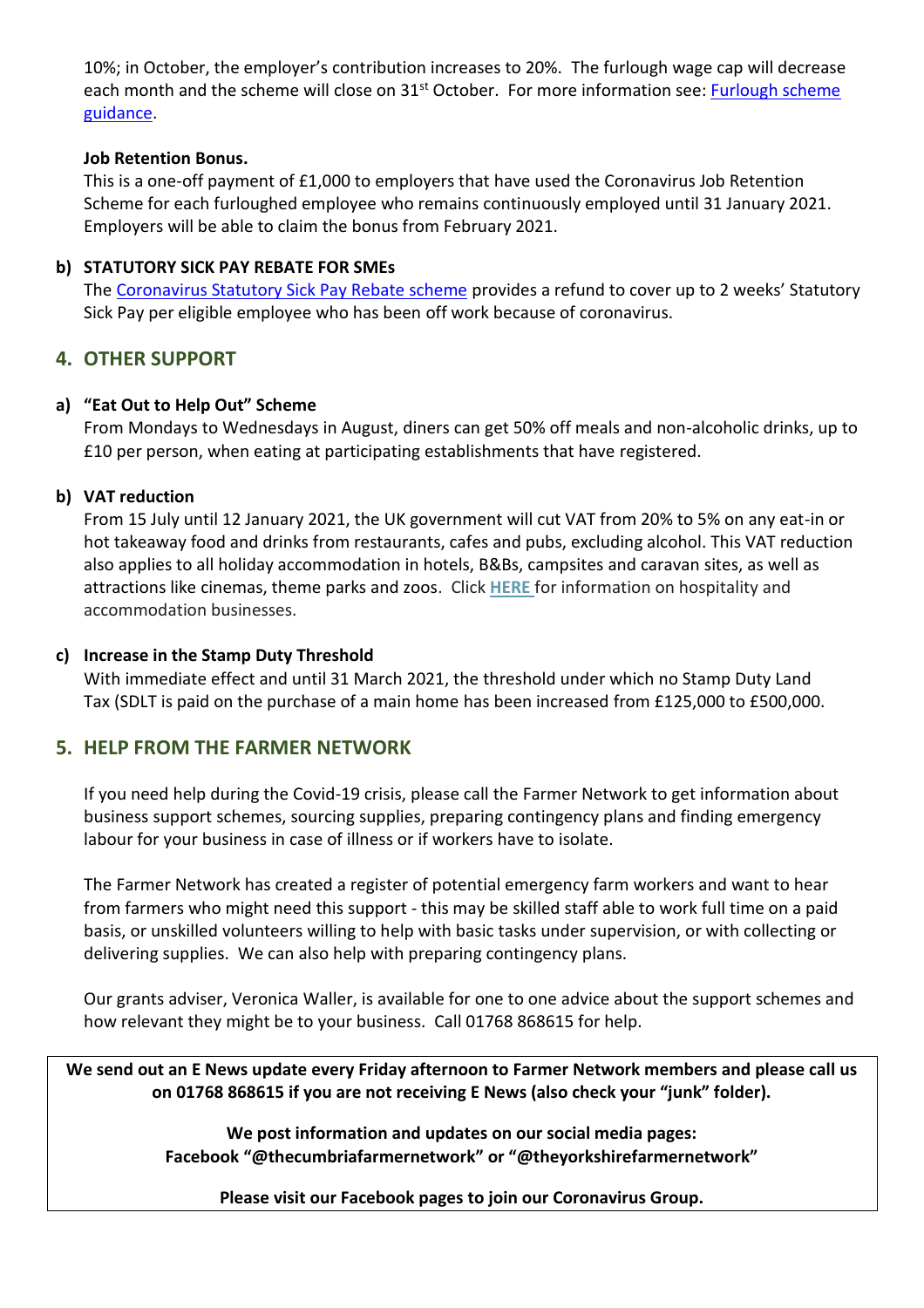10%; in October, the employer's contribution increases to 20%. The furlough wage cap will decrease each month and the scheme will close on 31st October. For more information see: Furlough scheme guidance.

**Job Retention Bonus.**

This is a one-off payment of £1,000 to employers that have used the Coronavirus Job Retention Scheme for each furloughed employee who remains continuously employed until 31 January 2021. Employers will be able to claim the bonus from February 2021.

**b) STATUTORY SICK PAY REBATE FOR SMEs**

The Coronavirus Statutory Sick Pay Rebate scheme provides a refund to cover up to 2 weeks' Statutory Sick Pay per eligible employee who has been off work because of coronavirus.

## 4. OTHER SUPPORT

**a) "Eat Out to Help Out" Scheme**

From Mondays to Wednesdays in August, diners can get 50% off meals and non-alcoholic drinks, up to £10 per person, when eating at participating establishments that have registered.

**b) VAT reduction**

From 15 July until 12 January 2021, the UK government will cut VAT from 20% to 5% on any eat-in or hot takeaway food and drinks from restaurants, cafes and pubs, excluding alcohol. This VAT reduction also applies to all holiday accommodation in hotels, B&Bs, campsites and caravan sites, as well as attractions like cinemas, theme parks and zoos. Click **HERE** for information on hospitality and accommodation businesses.

**c) Increase in the Stamp Duty Threshold**

With immediate effect and until 31 March 2021, the threshold under which no Stamp Duty Land Tax (SDLT is paid on the purchase of a main home has been increased from £125,000 to £500,000.

## 5. HELP FROM THE FARMER NETWORK

If you need help during the Covid-19 crisis, please call the Farmer Network to get information about business support schemes, sourcing supplies, preparing contingency plans and finding emergency labour for your business in case of illness or if workers have to isolate.

The Farmer Network has created a register of potential emergency farm workers and want to hear from farmers who might need this support - this may be skilled staff able to work full time on a paid basis, or unskilled volunteers willing to help with basic tasks under supervision, or with collecting or delivering supplies. We can also help with preparing contingency plans.

Our grants adviser, Veronica Waller, is available for one to one advice about the support schemes and how relevant they might be to your business. Call 01768 868615 for help.

**We send out an E News update every Friday afternoon to Farmer Network members and please call us on 01768 868615 if you are not receiving E News (also check your "junk" folder).**

**We post information and updates on our social media pages:**
**Facebook "@thecumbriafarmernetwork" or "@theyorkshirefarmernetwork"**

**Please visit our Facebook pages to join our Coronavirus Group.**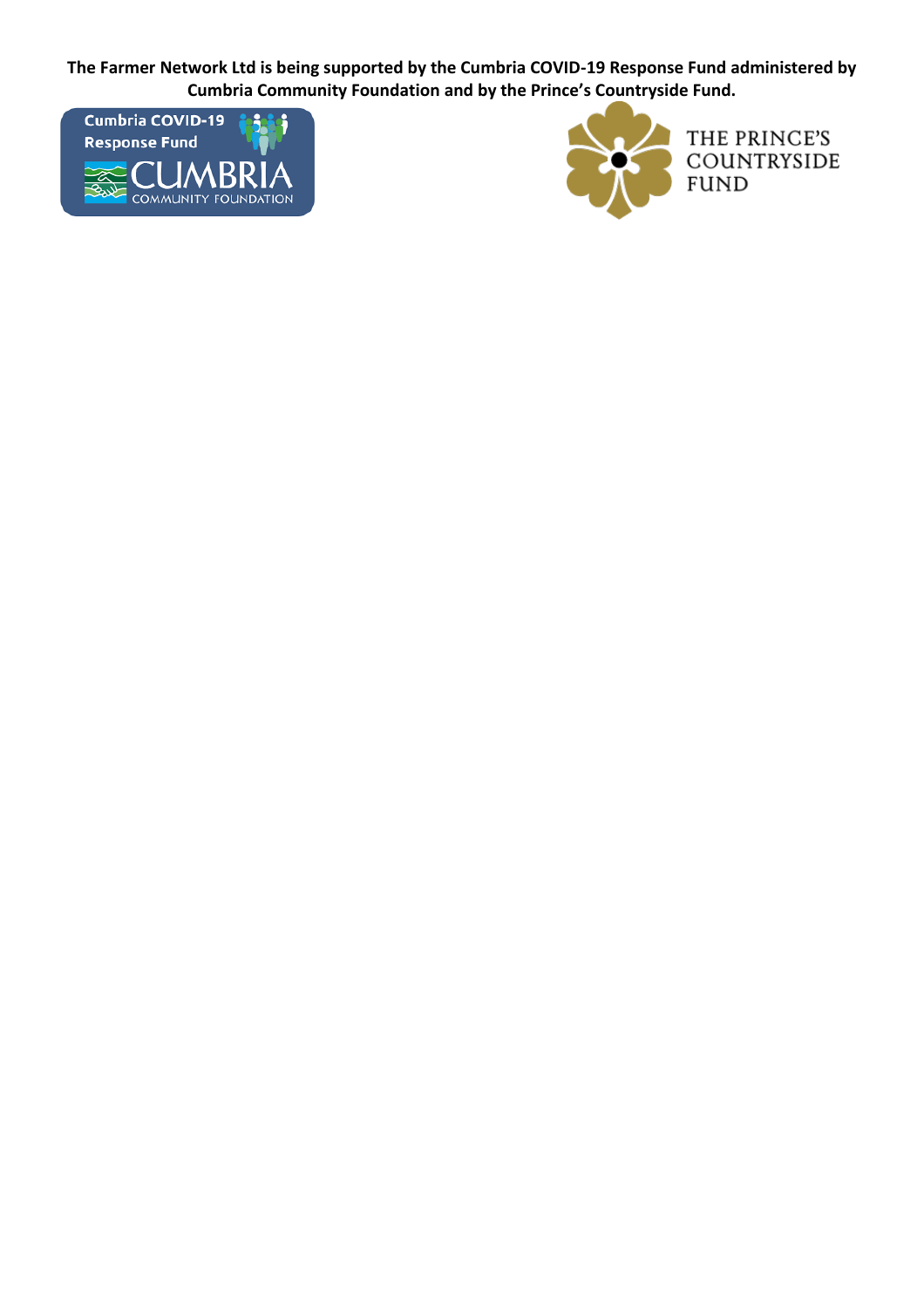**The Farmer Network Ltd is being supported by the Cumbria COVID-19 Response Fund administered by Cumbria Community Foundation and by the Prince's Countryside Fund.**

Cumbria COVID-19 Response Fund

CUMBRIA COMMUNITY FOUNDATION

THE PRINCE'S COUNTRYSIDE FUND